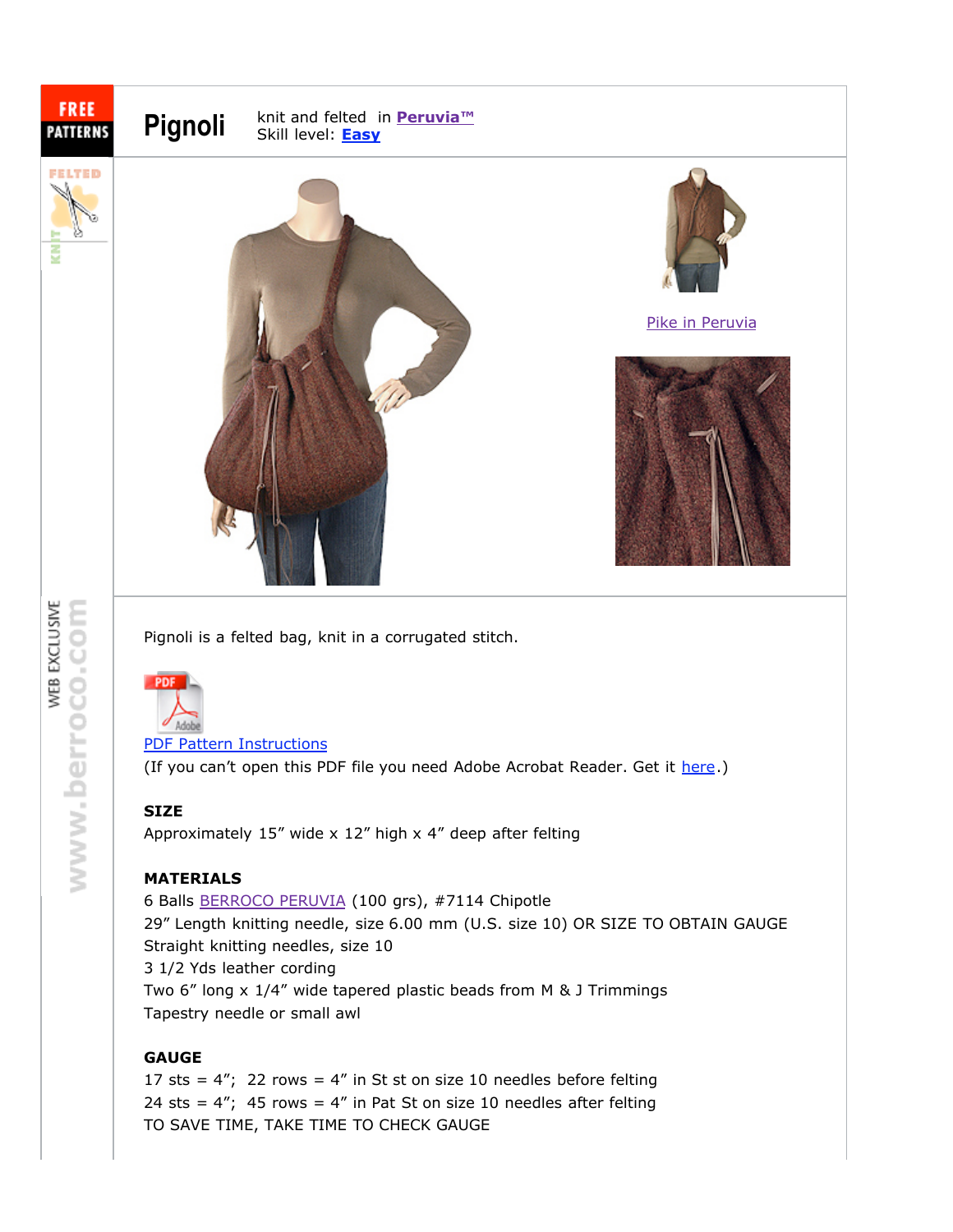# Pignoli

knit and felted in **Peruvia™**
Skill level: **Easy**

Pike in Peruvia

Pignoli is a felted bag, knit in a corrugated stitch.

PDF Pattern Instructions
(If you can't open this PDF file you need Adobe Acrobat Reader. Get it here.)

**SIZE**
Approximately 15" wide x 12" high x 4" deep after felting

**MATERIALS**
6 Balls BERROCO PERUVIA (100 grs), #7114 Chipotle
29" Length knitting needle, size 6.00 mm (U.S. size 10) OR SIZE TO OBTAIN GAUGE
Straight knitting needles, size 10
3 1/2 Yds leather cording
Two 6" long x 1/4" wide tapered plastic beads from M & J Trimmings
Tapestry needle or small awl

**GAUGE**
17 sts = 4"; 22 rows = 4" in St st on size 10 needles before felting
24 sts = 4"; 45 rows = 4" in Pat St on size 10 needles after felting
TO SAVE TIME, TAKE TIME TO CHECK GAUGE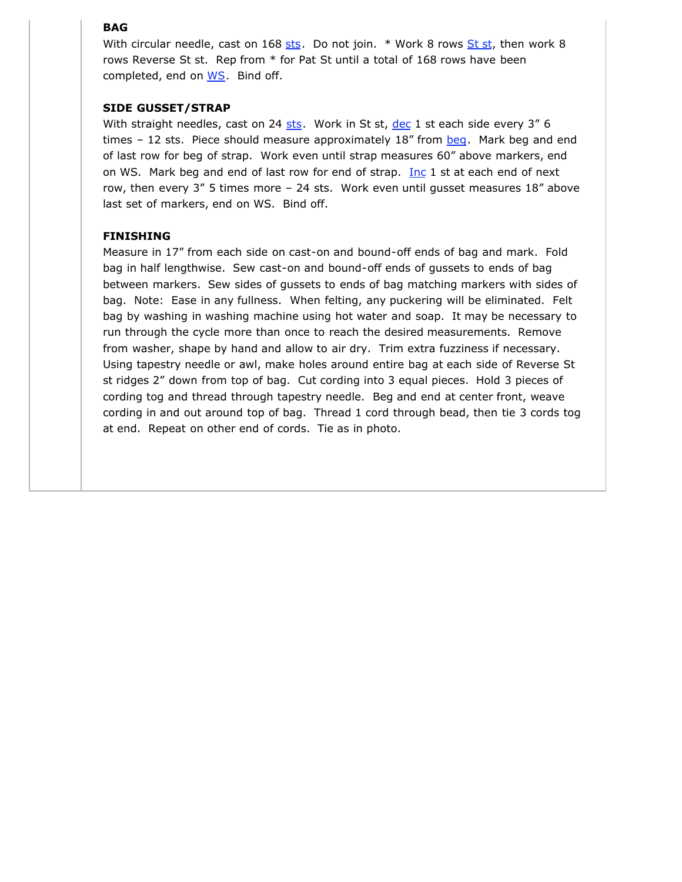**BAG**

With circular needle, cast on 168 sts. Do not join. * Work 8 rows St st, then work 8 rows Reverse St st. Rep from * for Pat St until a total of 168 rows have been completed, end on WS. Bind off.

**SIDE GUSSET/STRAP**

With straight needles, cast on 24 sts. Work in St st, dec 1 st each side every 3" 6 times – 12 sts. Piece should measure approximately 18" from beg. Mark beg and end of last row for beg of strap. Work even until strap measures 60" above markers, end on WS. Mark beg and end of last row for end of strap. Inc 1 st at each end of next row, then every 3" 5 times more – 24 sts. Work even until gusset measures 18" above last set of markers, end on WS. Bind off.

**FINISHING**

Measure in 17" from each side on cast-on and bound-off ends of bag and mark. Fold bag in half lengthwise. Sew cast-on and bound-off ends of gussets to ends of bag between markers. Sew sides of gussets to ends of bag matching markers with sides of bag. Note: Ease in any fullness. When felting, any puckering will be eliminated. Felt bag by washing in washing machine using hot water and soap. It may be necessary to run through the cycle more than once to reach the desired measurements. Remove from washer, shape by hand and allow to air dry. Trim extra fuzziness if necessary. Using tapestry needle or awl, make holes around entire bag at each side of Reverse St st ridges 2" down from top of bag. Cut cording into 3 equal pieces. Hold 3 pieces of cording tog and thread through tapestry needle. Beg and end at center front, weave cording in and out around top of bag. Thread 1 cord through bead, then tie 3 cords tog at end. Repeat on other end of cords. Tie as in photo.